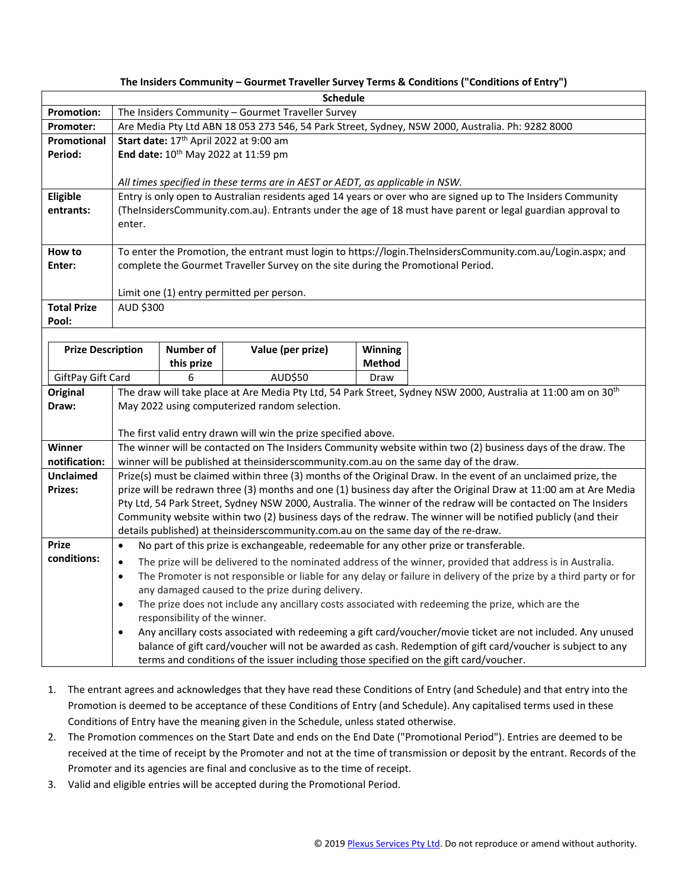# The Insiders Community – Gourmet Traveller Survey Terms & Conditions ("Conditions of Entry")

## Schedule

| | |
|---|---|
| **Promotion:** | The Insiders Community – Gourmet Traveller Survey |
| **Promoter:** | Are Media Pty Ltd ABN 18 053 273 546, 54 Park Street, Sydney, NSW 2000, Australia. Ph: 9282 8000 |
| **Promotional Period:** | **Start date:** 17th April 2022 at 9:00 am<br>**End date:** 10th May 2022 at 11:59 pm<br><br>*All times specified in these terms are in AEST or AEDT, as applicable in NSW.* |
| **Eligible entrants:** | Entry is only open to Australian residents aged 14 years or over who are signed up to The Insiders Community (TheInsidersCommunity.com.au). Entrants under the age of 18 must have parent or legal guardian approval to enter. |
| **How to Enter:** | To enter the Promotion, the entrant must login to https://login.TheInsidersCommunity.com.au/Login.aspx; and complete the Gourmet Traveller Survey on the site during the Promotional Period.<br><br>Limit one (1) entry permitted per person. |
| **Total Prize Pool:** | AUD $300 |

| Prize Description | Number of this prize | Value (per prize) | Winning Method |
|---|---|---|---|
| GiftPay Gift Card | 6 | AUD$50 | Draw |

| | |
|---|---|
| **Original Draw:** | The draw will take place at Are Media Pty Ltd, 54 Park Street, Sydney NSW 2000, Australia at 11:00 am on 30th May 2022 using computerized random selection.<br><br>The first valid entry drawn will win the prize specified above. |
| **Winner notification:** | The winner will be contacted on The Insiders Community website within two (2) business days of the draw. The winner will be published at theinsiderscommunity.com.au on the same day of the draw. |
| **Unclaimed Prizes:** | Prize(s) must be claimed within three (3) months of the Original Draw. In the event of an unclaimed prize, the prize will be redrawn three (3) months and one (1) business day after the Original Draw at 11:00 am at Are Media Pty Ltd, 54 Park Street, Sydney NSW 2000, Australia. The winner of the redraw will be contacted on The Insiders Community website within two (2) business days of the redraw. The winner will be notified publicly (and their details published) at theinsiderscommunity.com.au on the same day of the re-draw. |
| **Prize conditions:** | • No part of this prize is exchangeable, redeemable for any other prize or transferable.<br>• The prize will be delivered to the nominated address of the winner, provided that address is in Australia.<br>• The Promoter is not responsible or liable for any delay or failure in delivery of the prize by a third party or for any damaged caused to the prize during delivery.<br>• The prize does not include any ancillary costs associated with redeeming the prize, which are the responsibility of the winner.<br>• Any ancillary costs associated with redeeming a gift card/voucher/movie ticket are not included. Any unused balance of gift card/voucher will not be awarded as cash. Redemption of gift card/voucher is subject to any terms and conditions of the issuer including those specified on the gift card/voucher. |

1. The entrant agrees and acknowledges that they have read these Conditions of Entry (and Schedule) and that entry into the Promotion is deemed to be acceptance of these Conditions of Entry (and Schedule). Any capitalised terms used in these Conditions of Entry have the meaning given in the Schedule, unless stated otherwise.
2. The Promotion commences on the Start Date and ends on the End Date ("Promotional Period"). Entries are deemed to be received at the time of receipt by the Promoter and not at the time of transmission or deposit by the entrant. Records of the Promoter and its agencies are final and conclusive as to the time of receipt.
3. Valid and eligible entries will be accepted during the Promotional Period.

© 2019 Plexus Services Pty Ltd. Do not reproduce or amend without authority.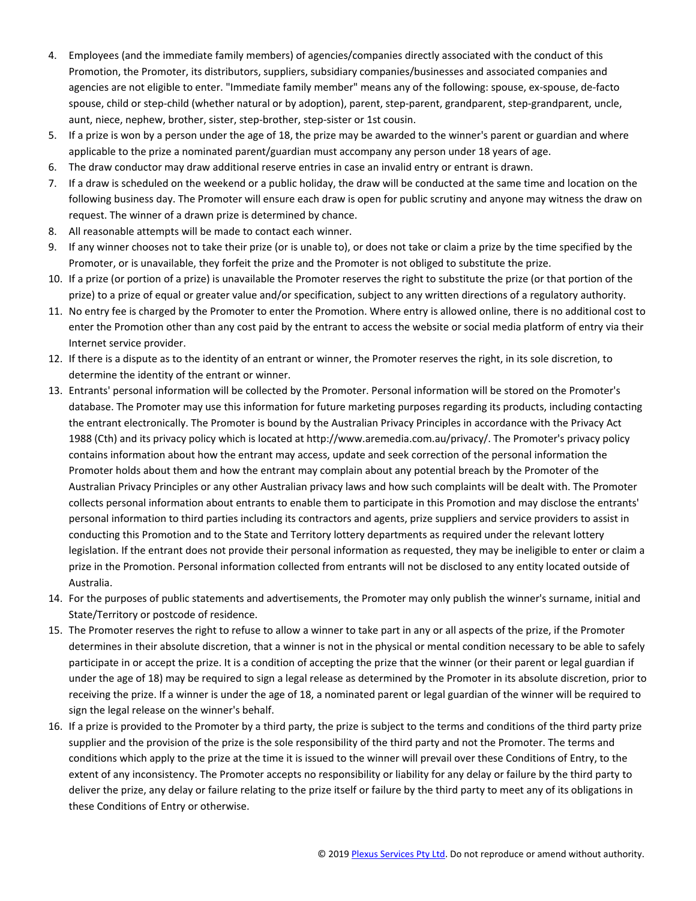4. Employees (and the immediate family members) of agencies/companies directly associated with the conduct of this Promotion, the Promoter, its distributors, suppliers, subsidiary companies/businesses and associated companies and agencies are not eligible to enter. "Immediate family member" means any of the following: spouse, ex-spouse, de-facto spouse, child or step-child (whether natural or by adoption), parent, step-parent, grandparent, step-grandparent, uncle, aunt, niece, nephew, brother, sister, step-brother, step-sister or 1st cousin.
5. If a prize is won by a person under the age of 18, the prize may be awarded to the winner's parent or guardian and where applicable to the prize a nominated parent/guardian must accompany any person under 18 years of age.
6. The draw conductor may draw additional reserve entries in case an invalid entry or entrant is drawn.
7. If a draw is scheduled on the weekend or a public holiday, the draw will be conducted at the same time and location on the following business day. The Promoter will ensure each draw is open for public scrutiny and anyone may witness the draw on request. The winner of a drawn prize is determined by chance.
8. All reasonable attempts will be made to contact each winner.
9. If any winner chooses not to take their prize (or is unable to), or does not take or claim a prize by the time specified by the Promoter, or is unavailable, they forfeit the prize and the Promoter is not obliged to substitute the prize.
10. If a prize (or portion of a prize) is unavailable the Promoter reserves the right to substitute the prize (or that portion of the prize) to a prize of equal or greater value and/or specification, subject to any written directions of a regulatory authority.
11. No entry fee is charged by the Promoter to enter the Promotion. Where entry is allowed online, there is no additional cost to enter the Promotion other than any cost paid by the entrant to access the website or social media platform of entry via their Internet service provider.
12. If there is a dispute as to the identity of an entrant or winner, the Promoter reserves the right, in its sole discretion, to determine the identity of the entrant or winner.
13. Entrants' personal information will be collected by the Promoter. Personal information will be stored on the Promoter's database. The Promoter may use this information for future marketing purposes regarding its products, including contacting the entrant electronically. The Promoter is bound by the Australian Privacy Principles in accordance with the Privacy Act 1988 (Cth) and its privacy policy which is located at http://www.aremedia.com.au/privacy/. The Promoter's privacy policy contains information about how the entrant may access, update and seek correction of the personal information the Promoter holds about them and how the entrant may complain about any potential breach by the Promoter of the Australian Privacy Principles or any other Australian privacy laws and how such complaints will be dealt with. The Promoter collects personal information about entrants to enable them to participate in this Promotion and may disclose the entrants' personal information to third parties including its contractors and agents, prize suppliers and service providers to assist in conducting this Promotion and to the State and Territory lottery departments as required under the relevant lottery legislation. If the entrant does not provide their personal information as requested, they may be ineligible to enter or claim a prize in the Promotion. Personal information collected from entrants will not be disclosed to any entity located outside of Australia.
14. For the purposes of public statements and advertisements, the Promoter may only publish the winner's surname, initial and State/Territory or postcode of residence.
15. The Promoter reserves the right to refuse to allow a winner to take part in any or all aspects of the prize, if the Promoter determines in their absolute discretion, that a winner is not in the physical or mental condition necessary to be able to safely participate in or accept the prize. It is a condition of accepting the prize that the winner (or their parent or legal guardian if under the age of 18) may be required to sign a legal release as determined by the Promoter in its absolute discretion, prior to receiving the prize. If a winner is under the age of 18, a nominated parent or legal guardian of the winner will be required to sign the legal release on the winner's behalf.
16. If a prize is provided to the Promoter by a third party, the prize is subject to the terms and conditions of the third party prize supplier and the provision of the prize is the sole responsibility of the third party and not the Promoter. The terms and conditions which apply to the prize at the time it is issued to the winner will prevail over these Conditions of Entry, to the extent of any inconsistency. The Promoter accepts no responsibility or liability for any delay or failure by the third party to deliver the prize, any delay or failure relating to the prize itself or failure by the third party to meet any of its obligations in these Conditions of Entry or otherwise.

© 2019 Plexus Services Pty Ltd. Do not reproduce or amend without authority.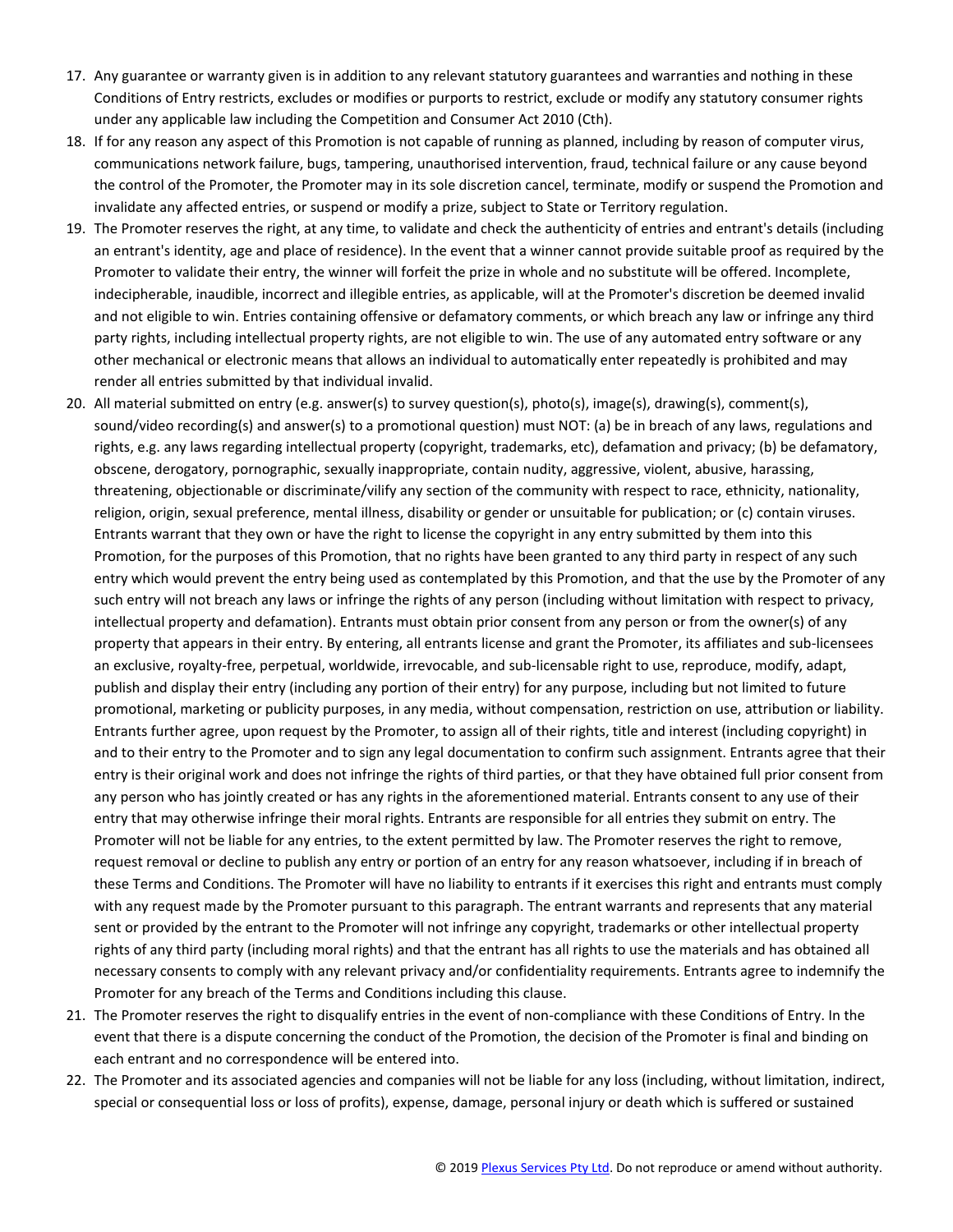17. Any guarantee or warranty given is in addition to any relevant statutory guarantees and warranties and nothing in these Conditions of Entry restricts, excludes or modifies or purports to restrict, exclude or modify any statutory consumer rights under any applicable law including the Competition and Consumer Act 2010 (Cth).
18. If for any reason any aspect of this Promotion is not capable of running as planned, including by reason of computer virus, communications network failure, bugs, tampering, unauthorised intervention, fraud, technical failure or any cause beyond the control of the Promoter, the Promoter may in its sole discretion cancel, terminate, modify or suspend the Promotion and invalidate any affected entries, or suspend or modify a prize, subject to State or Territory regulation.
19. The Promoter reserves the right, at any time, to validate and check the authenticity of entries and entrant's details (including an entrant's identity, age and place of residence). In the event that a winner cannot provide suitable proof as required by the Promoter to validate their entry, the winner will forfeit the prize in whole and no substitute will be offered. Incomplete, indecipherable, inaudible, incorrect and illegible entries, as applicable, will at the Promoter's discretion be deemed invalid and not eligible to win. Entries containing offensive or defamatory comments, or which breach any law or infringe any third party rights, including intellectual property rights, are not eligible to win. The use of any automated entry software or any other mechanical or electronic means that allows an individual to automatically enter repeatedly is prohibited and may render all entries submitted by that individual invalid.
20. All material submitted on entry (e.g. answer(s) to survey question(s), photo(s), image(s), drawing(s), comment(s), sound/video recording(s) and answer(s) to a promotional question) must NOT: (a) be in breach of any laws, regulations and rights, e.g. any laws regarding intellectual property (copyright, trademarks, etc), defamation and privacy; (b) be defamatory, obscene, derogatory, pornographic, sexually inappropriate, contain nudity, aggressive, violent, abusive, harassing, threatening, objectionable or discriminate/vilify any section of the community with respect to race, ethnicity, nationality, religion, origin, sexual preference, mental illness, disability or gender or unsuitable for publication; or (c) contain viruses. Entrants warrant that they own or have the right to license the copyright in any entry submitted by them into this Promotion, for the purposes of this Promotion, that no rights have been granted to any third party in respect of any such entry which would prevent the entry being used as contemplated by this Promotion, and that the use by the Promoter of any such entry will not breach any laws or infringe the rights of any person (including without limitation with respect to privacy, intellectual property and defamation). Entrants must obtain prior consent from any person or from the owner(s) of any property that appears in their entry. By entering, all entrants license and grant the Promoter, its affiliates and sub-licensees an exclusive, royalty-free, perpetual, worldwide, irrevocable, and sub-licensable right to use, reproduce, modify, adapt, publish and display their entry (including any portion of their entry) for any purpose, including but not limited to future promotional, marketing or publicity purposes, in any media, without compensation, restriction on use, attribution or liability. Entrants further agree, upon request by the Promoter, to assign all of their rights, title and interest (including copyright) in and to their entry to the Promoter and to sign any legal documentation to confirm such assignment. Entrants agree that their entry is their original work and does not infringe the rights of third parties, or that they have obtained full prior consent from any person who has jointly created or has any rights in the aforementioned material. Entrants consent to any use of their entry that may otherwise infringe their moral rights. Entrants are responsible for all entries they submit on entry. The Promoter will not be liable for any entries, to the extent permitted by law. The Promoter reserves the right to remove, request removal or decline to publish any entry or portion of an entry for any reason whatsoever, including if in breach of these Terms and Conditions. The Promoter will have no liability to entrants if it exercises this right and entrants must comply with any request made by the Promoter pursuant to this paragraph. The entrant warrants and represents that any material sent or provided by the entrant to the Promoter will not infringe any copyright, trademarks or other intellectual property rights of any third party (including moral rights) and that the entrant has all rights to use the materials and has obtained all necessary consents to comply with any relevant privacy and/or confidentiality requirements. Entrants agree to indemnify the Promoter for any breach of the Terms and Conditions including this clause.
21. The Promoter reserves the right to disqualify entries in the event of non-compliance with these Conditions of Entry. In the event that there is a dispute concerning the conduct of the Promotion, the decision of the Promoter is final and binding on each entrant and no correspondence will be entered into.
22. The Promoter and its associated agencies and companies will not be liable for any loss (including, without limitation, indirect, special or consequential loss or loss of profits), expense, damage, personal injury or death which is suffered or sustained

© 2019 Plexus Services Pty Ltd. Do not reproduce or amend without authority.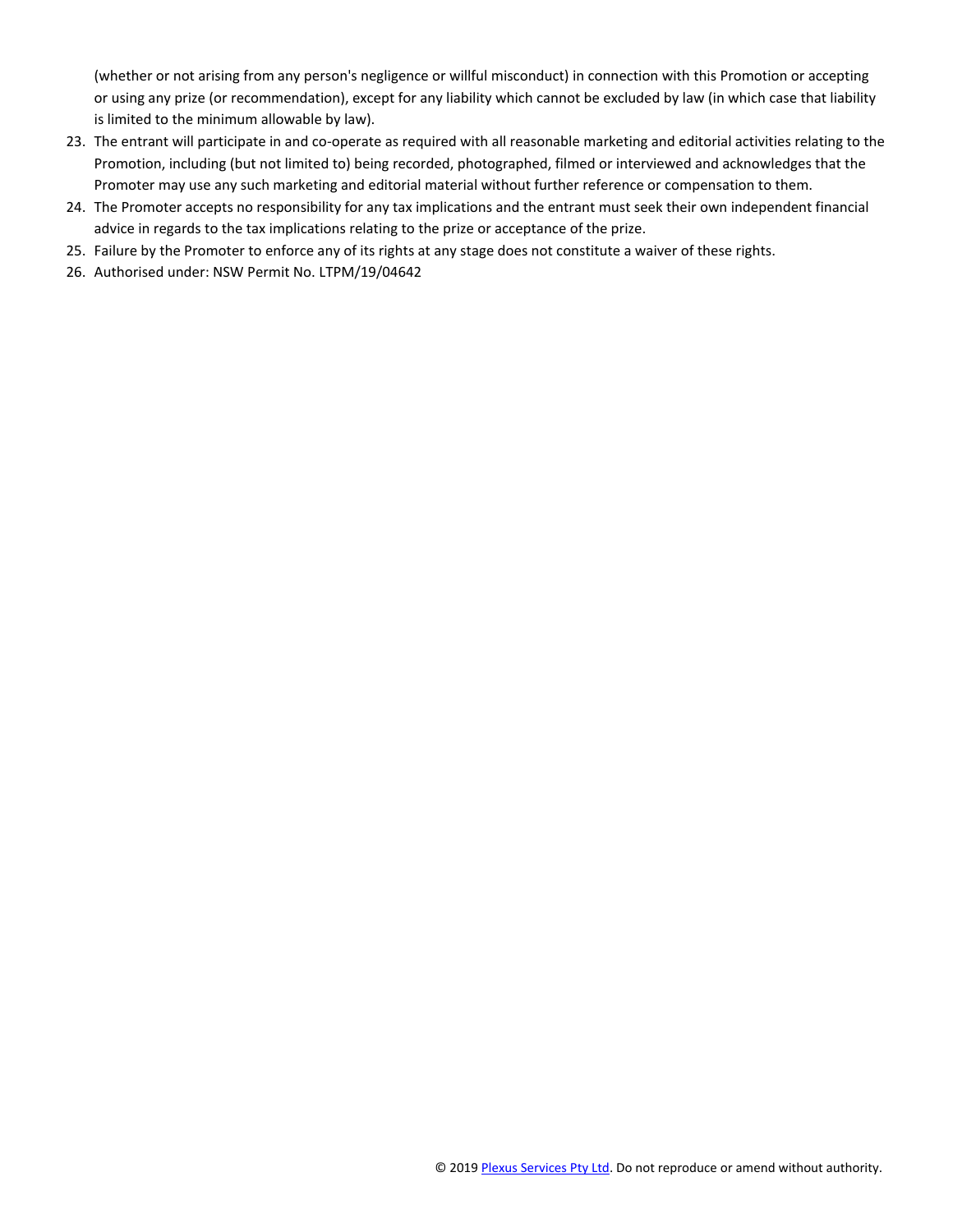(whether or not arising from any person's negligence or willful misconduct) in connection with this Promotion or accepting or using any prize (or recommendation), except for any liability which cannot be excluded by law (in which case that liability is limited to the minimum allowable by law).

23. The entrant will participate in and co-operate as required with all reasonable marketing and editorial activities relating to the Promotion, including (but not limited to) being recorded, photographed, filmed or interviewed and acknowledges that the Promoter may use any such marketing and editorial material without further reference or compensation to them.
24. The Promoter accepts no responsibility for any tax implications and the entrant must seek their own independent financial advice in regards to the tax implications relating to the prize or acceptance of the prize.
25. Failure by the Promoter to enforce any of its rights at any stage does not constitute a waiver of these rights.
26. Authorised under: NSW Permit No. LTPM/19/04642

© 2019 Plexus Services Pty Ltd. Do not reproduce or amend without authority.